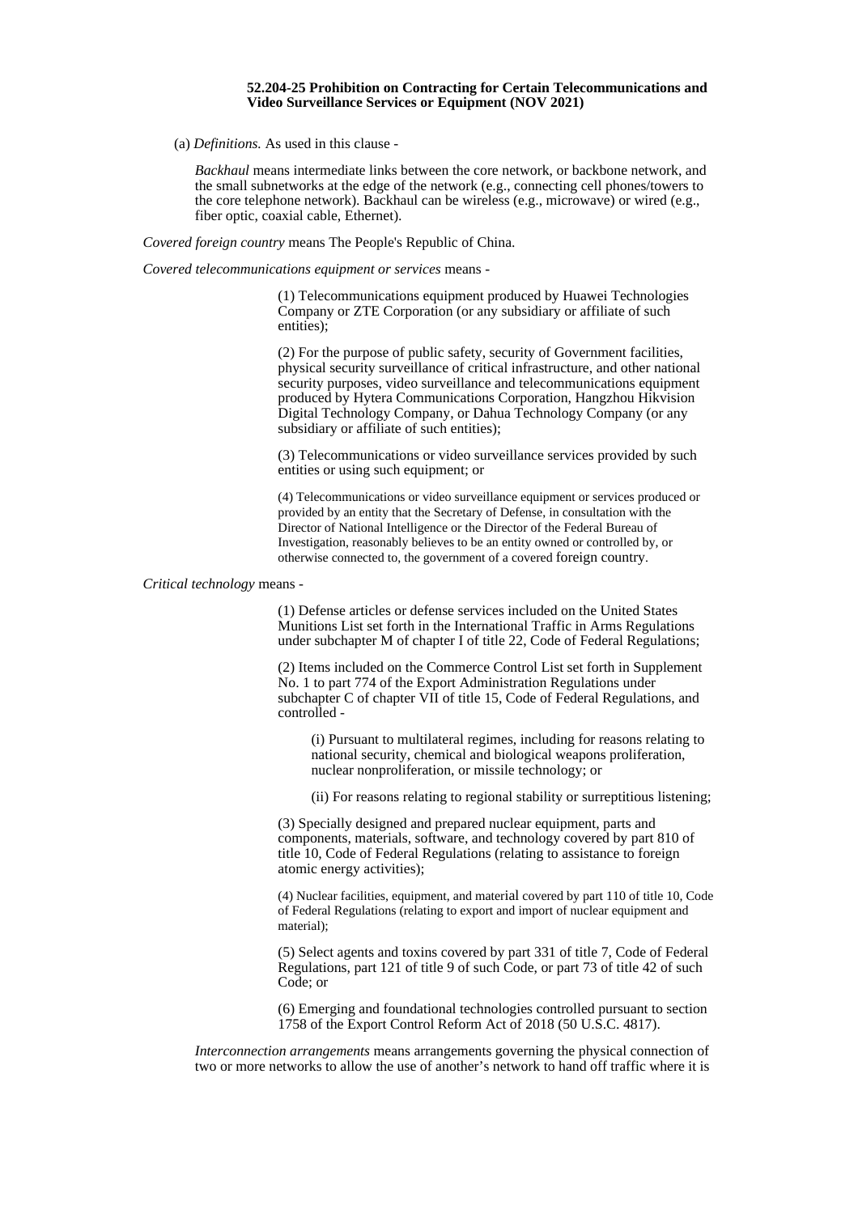**52.204-25 Prohibition on Contracting for Certain Telecommunications and Video Surveillance Services or Equipment (NOV 2021)**

(a) *Definitions.* As used in this clause -

*Backhaul* means intermediate links between the core network, or backbone network, and the small subnetworks at the edge of the network (e.g., connecting cell phones/towers to the core telephone network). Backhaul can be wireless (e.g., microwave) or wired (e.g., fiber optic, coaxial cable, Ethernet).

*Covered foreign country* means The People's Republic of China.

*Covered telecommunications equipment or services* means -

(1) Telecommunications equipment produced by Huawei Technologies Company or ZTE Corporation (or any subsidiary or affiliate of such entities);

(2) For the purpose of public safety, security of Government facilities, physical security surveillance of critical infrastructure, and other national security purposes, video surveillance and telecommunications equipment produced by Hytera Communications Corporation, Hangzhou Hikvision Digital Technology Company, or Dahua Technology Company (or any subsidiary or affiliate of such entities);

(3) Telecommunications or video surveillance services provided by such entities or using such equipment; or

(4) Telecommunications or video surveillance equipment or services produced or provided by an entity that the Secretary of Defense, in consultation with the Director of National Intelligence or the Director of the Federal Bureau of Investigation, reasonably believes to be an entity owned or controlled by, or otherwise connected to, the government of a covered foreign country.

*Critical technology* means -

(1) Defense articles or defense services included on the United States Munitions List set forth in the International Traffic in Arms Regulations under subchapter M of chapter I of title 22, Code of Federal Regulations;

(2) Items included on the Commerce Control List set forth in Supplement No. 1 to part 774 of the Export Administration Regulations under subchapter C of chapter VII of title 15, Code of Federal Regulations, and controlled -

(i) Pursuant to multilateral regimes, including for reasons relating to national security, chemical and biological weapons proliferation, nuclear nonproliferation, or missile technology; or

(ii) For reasons relating to regional stability or surreptitious listening;

(3) Specially designed and prepared nuclear equipment, parts and components, materials, software, and technology covered by part 810 of title 10, Code of Federal Regulations (relating to assistance to foreign atomic energy activities);

(4) Nuclear facilities, equipment, and material covered by part 110 of title 10, Code of Federal Regulations (relating to export and import of nuclear equipment and material);

(5) Select agents and toxins covered by part 331 of title 7, Code of Federal Regulations, part 121 of title 9 of such Code, or part 73 of title 42 of such Code; or

(6) Emerging and foundational technologies controlled pursuant to section 1758 of the Export Control Reform Act of 2018 (50 U.S.C. 4817).

*Interconnection arrangements* means arrangements governing the physical connection of two or more networks to allow the use of another's network to hand off traffic where it is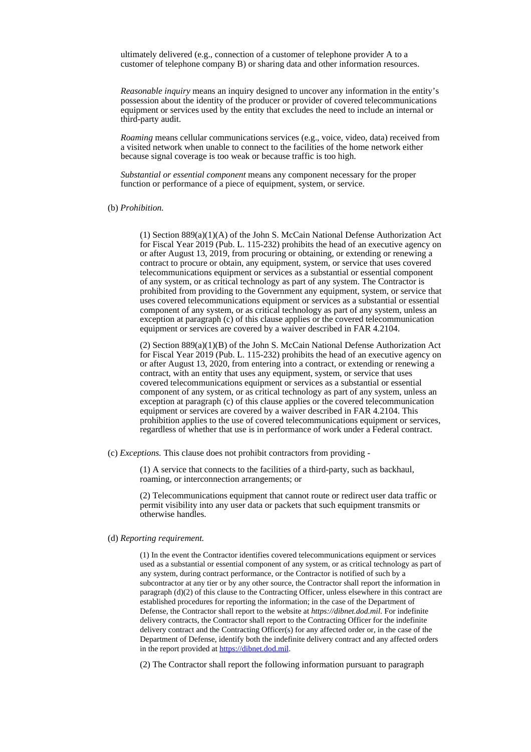ultimately delivered (e.g., connection of a customer of telephone provider A to a customer of telephone company B) or sharing data and other information resources.

*Reasonable inquiry* means an inquiry designed to uncover any information in the entity's possession about the identity of the producer or provider of covered telecommunications equipment or services used by the entity that excludes the need to include an internal or third-party audit.

*Roaming* means cellular communications services (e.g., voice, video, data) received from a visited network when unable to connect to the facilities of the home network either because signal coverage is too weak or because traffic is too high.

*Substantial or essential component* means any component necessary for the proper function or performance of a piece of equipment, system, or service.

(b) *Prohibition.*

(1) Section 889(a)(1)(A) of the John S. McCain National Defense Authorization Act for Fiscal Year 2019 (Pub. L. 115-232) prohibits the head of an executive agency on or after August 13, 2019, from procuring or obtaining, or extending or renewing a contract to procure or obtain, any equipment, system, or service that uses covered telecommunications equipment or services as a substantial or essential component of any system, or as critical technology as part of any system. The Contractor is prohibited from providing to the Government any equipment, system, or service that uses covered telecommunications equipment or services as a substantial or essential component of any system, or as critical technology as part of any system, unless an exception at paragraph (c) of this clause applies or the covered telecommunication equipment or services are covered by a waiver described in FAR 4.2104.

(2) Section 889(a)(1)(B) of the John S. McCain National Defense Authorization Act for Fiscal Year 2019 (Pub. L. 115-232) prohibits the head of an executive agency on or after August 13, 2020, from entering into a contract, or extending or renewing a contract, with an entity that uses any equipment, system, or service that uses covered telecommunications equipment or services as a substantial or essential component of any system, or as critical technology as part of any system, unless an exception at paragraph (c) of this clause applies or the covered telecommunication equipment or services are covered by a waiver described in FAR 4.2104. This prohibition applies to the use of covered telecommunications equipment or services, regardless of whether that use is in performance of work under a Federal contract.

(c) *Exceptions.* This clause does not prohibit contractors from providing -

(1) A service that connects to the facilities of a third-party, such as backhaul, roaming, or interconnection arrangements; or

(2) Telecommunications equipment that cannot route or redirect user data traffic or permit visibility into any user data or packets that such equipment transmits or otherwise handles.

(d) *Reporting requirement.*

(1) In the event the Contractor identifies covered telecommunications equipment or services used as a substantial or essential component of any system, or as critical technology as part of any system, during contract performance, or the Contractor is notified of such by a subcontractor at any tier or by any other source, the Contractor shall report the information in paragraph (d)(2) of this clause to the Contracting Officer, unless elsewhere in this contract are established procedures for reporting the information; in the case of the Department of Defense, the Contractor shall report to the website at *https://dibnet.dod.mil.* For indefinite delivery contracts, the Contractor shall report to the Contracting Officer for the indefinite delivery contract and the Contracting Officer(s) for any affected order or, in the case of the Department of Defense, identify both the indefinite delivery contract and any affected orders in the report provided at https://dibnet.dod.mil.

(2) The Contractor shall report the following information pursuant to paragraph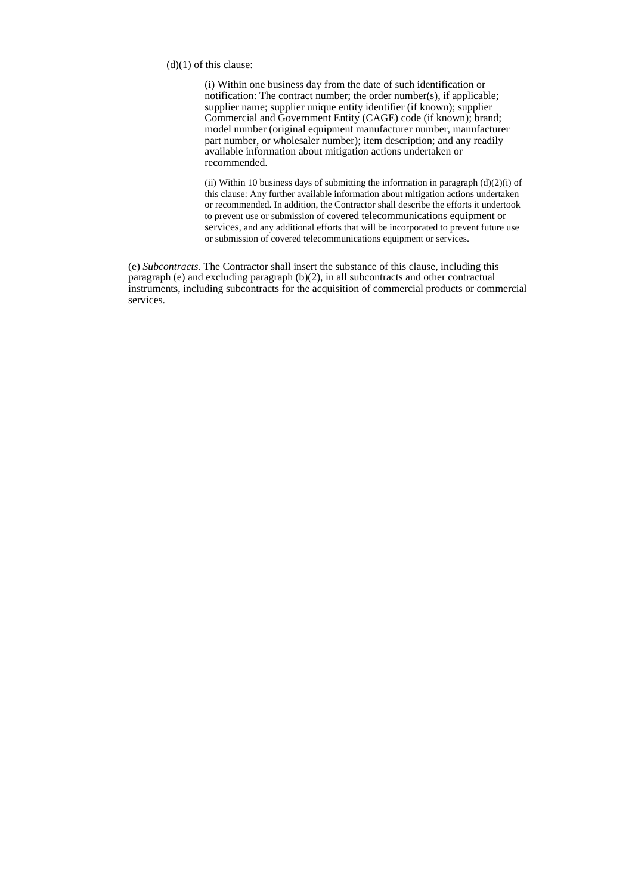(d)(1) of this clause:

(i) Within one business day from the date of such identification or notification: The contract number; the order number(s), if applicable; supplier name; supplier unique entity identifier (if known); supplier Commercial and Government Entity (CAGE) code (if known); brand; model number (original equipment manufacturer number, manufacturer part number, or wholesaler number); item description; and any readily available information about mitigation actions undertaken or recommended.

(ii) Within 10 business days of submitting the information in paragraph (d)(2)(i) of this clause: Any further available information about mitigation actions undertaken or recommended. In addition, the Contractor shall describe the efforts it undertook to prevent use or submission of covered telecommunications equipment or services, and any additional efforts that will be incorporated to prevent future use or submission of covered telecommunications equipment or services.

(e) *Subcontracts.* The Contractor shall insert the substance of this clause, including this paragraph (e) and excluding paragraph (b)(2), in all subcontracts and other contractual instruments, including subcontracts for the acquisition of commercial products or commercial services.